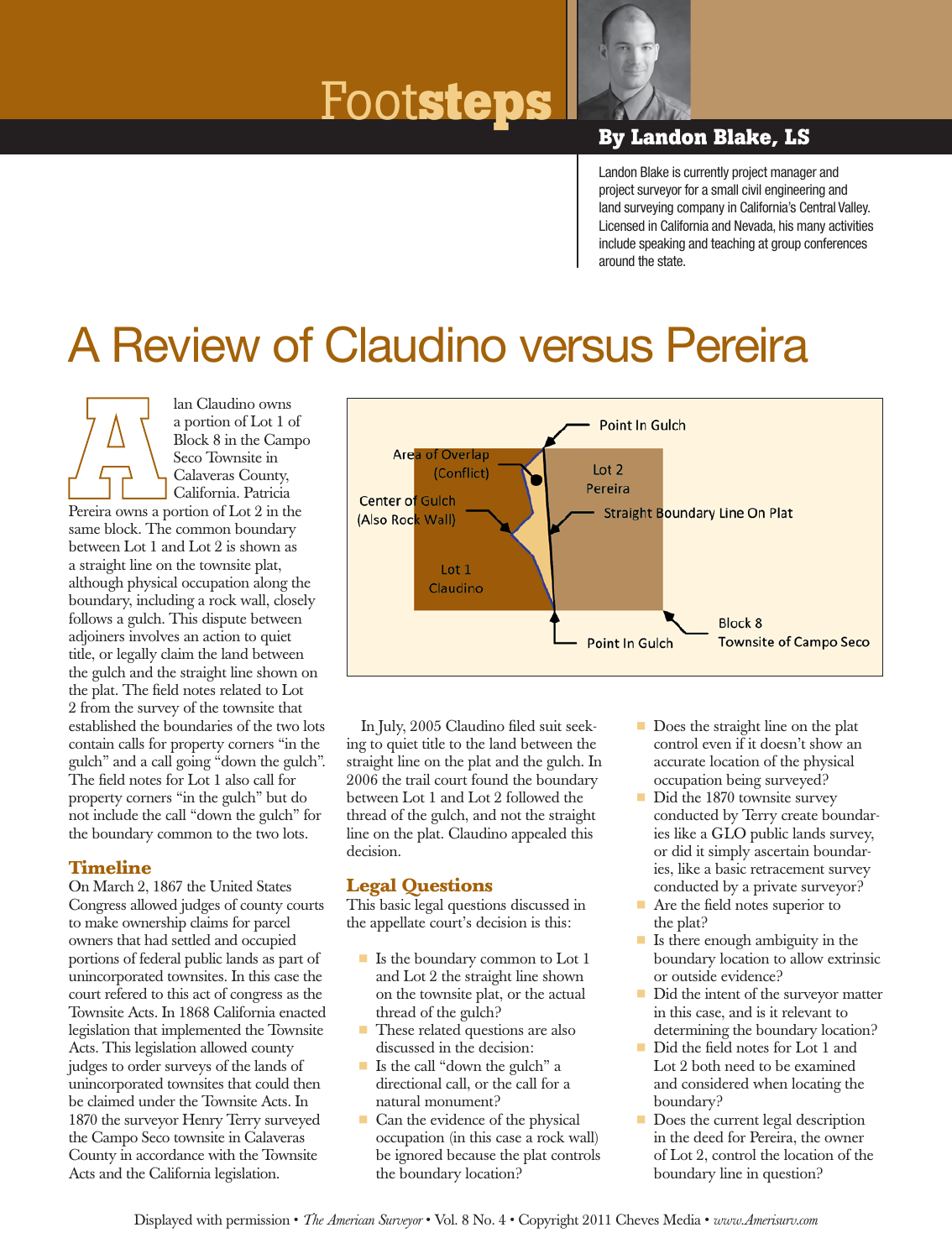# Footsteps

**By Landon Blake, LS**

Landon Blake is currently project manager and project surveyor for a small civil engineering and land surveying company in California's Central Valley. Licensed in California and Nevada, his many activities include speaking and teaching at group conferences around the state.

# A Review of Claudino versus Pereira

Alan Claudino owns a portion of Lot 1 of Block 8 in the Campo Seco Townsite in Calaveras County, California. Patricia Pereira owns a portion of Lot 2 in the same block. The common boundary between Lot 1 and Lot 2 is shown as a straight line on the townsite plat, although physical occupation along the boundary, including a rock wall, closely follows a gulch. This dispute between adjoiners involves an action to quiet title, or legally claim the land between the gulch and the straight line shown on the plat. The field notes related to Lot 2 from the survey of the townsite that established the boundaries of the two lots contain calls for property corners "in the gulch" and a call going "down the gulch". The field notes for Lot 1 also call for property corners "in the gulch" but do not include the call "down the gulch" for the boundary common to the two lots.

Point In Gulch

Area of Overlap (Conflict)

Lot 2 Pereira

Center of Gulch (Also Rock Wall)

Straight Boundary Line On Plat

Lot 1 Claudino

Block 8 Townsite of Campo Seco

Point In Gulch

## Timeline

On March 2, 1867 the United States Congress allowed judges of county courts to make ownership claims for parcel owners that had settled and occupied portions of federal public lands as part of unincorporated townsites. In this case the court refered to this act of congress as the Townsite Acts. In 1868 California enacted legislation that implemented the Townsite Acts. This legislation allowed county judges to order surveys of the lands of unincorporated townsites that could then be claimed under the Townsite Acts. In 1870 the surveyor Henry Terry surveyed the Campo Seco townsite in Calaveras County in accordance with the Townsite Acts and the California legislation.

In July, 2005 Claudino filed suit seeking to quiet title to the land between the straight line on the plat and the gulch. In 2006 the trail court found the boundary between Lot 1 and Lot 2 followed the thread of the gulch, and not the straight line on the plat. Claudino appealed this decision.

## Legal Questions

This basic legal questions discussed in the appellate court's decision is this:

- Is the boundary common to Lot 1 and Lot 2 the straight line shown on the townsite plat, or the actual thread of the gulch?
- These related questions are also discussed in the decision:
- Is the call "down the gulch" a directional call, or the call for a natural monument?
- Can the evidence of the physical occupation (in this case a rock wall) be ignored because the plat controls the boundary location?
- Does the straight line on the plat control even if it doesn't show an accurate location of the physical occupation being surveyed?
- Did the 1870 townsite survey conducted by Terry create boundaries like a GLO public lands survey, or did it simply ascertain boundaries, like a basic retracement survey conducted by a private surveyor?
- Are the field notes superior to the plat?
- Is there enough ambiguity in the boundary location to allow extrinsic or outside evidence?
- Did the intent of the surveyor matter in this case, and is it relevant to determining the boundary location?
- Did the field notes for Lot 1 and Lot 2 both need to be examined and considered when locating the boundary?
- Does the current legal description in the deed for Pereira, the owner of Lot 2, control the location of the boundary line in question?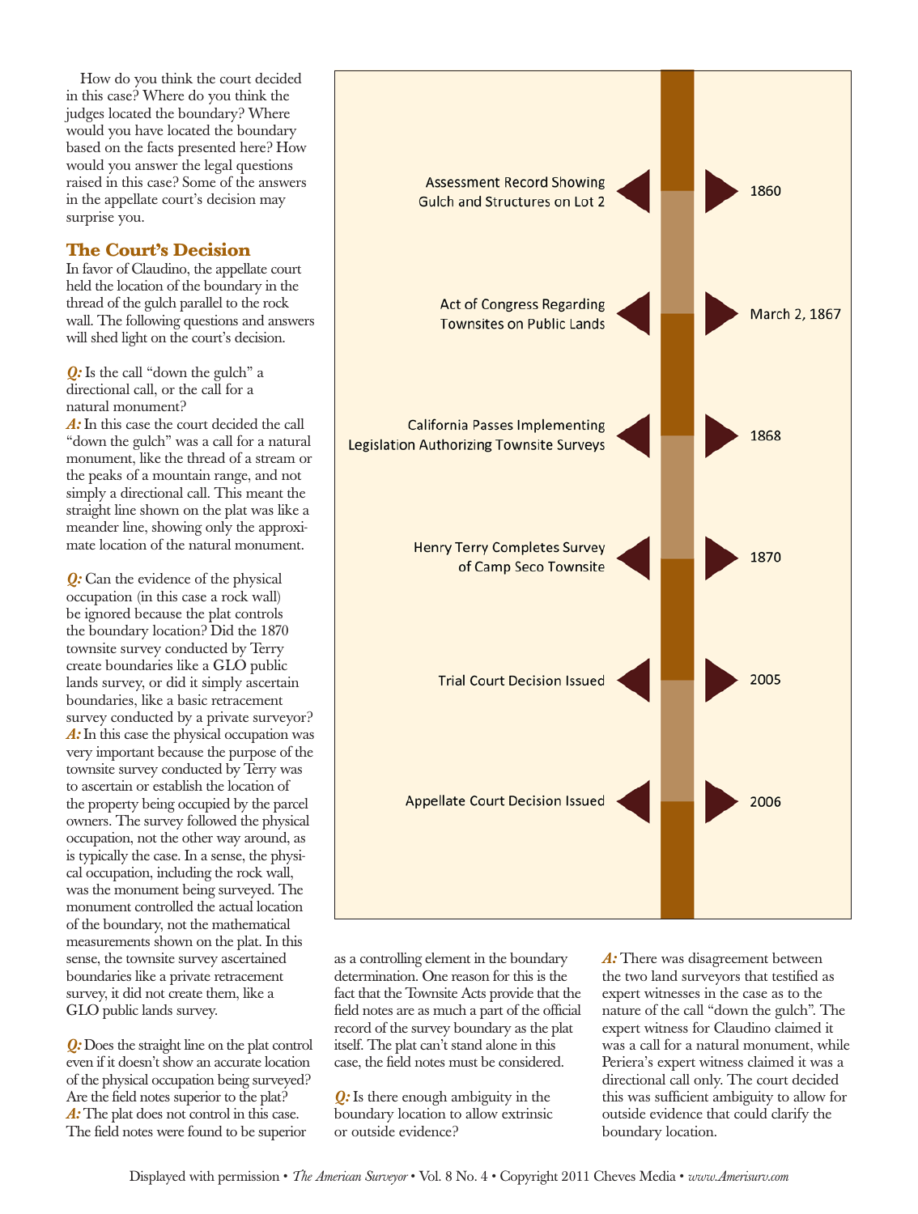How do you think the court decided in this case? Where do you think the judges located the boundary? Where would you have located the boundary based on the facts presented here? How would you answer the legal questions raised in this case? Some of the answers in the appellate court's decision may surprise you.

## The Court's Decision

In favor of Claudino, the appellate court held the location of the boundary in the thread of the gulch parallel to the rock wall. The following questions and answers will shed light on the court's decision.

***Q:*** Is the call "down the gulch" a directional call, or the call for a natural monument?

***A:*** In this case the court decided the call "down the gulch" was a call for a natural monument, like the thread of a stream or the peaks of a mountain range, and not simply a directional call. This meant the straight line shown on the plat was like a meander line, showing only the approximate location of the natural monument.

***Q:*** Can the evidence of the physical occupation (in this case a rock wall) be ignored because the plat controls the boundary location? Did the 1870 townsite survey conducted by Terry create boundaries like a GLO public lands survey, or did it simply ascertain boundaries, like a basic retracement survey conducted by a private surveyor?

***A:*** In this case the physical occupation was very important because the purpose of the townsite survey conducted by Terry was to ascertain or establish the location of the property being occupied by the parcel owners. The survey followed the physical occupation, not the other way around, as is typically the case. In a sense, the physical occupation, including the rock wall, was the monument being surveyed. The monument controlled the actual location of the boundary, not the mathematical measurements shown on the plat. In this sense, the townsite survey ascertained boundaries like a private retracement survey, it did not create them, like a GLO public lands survey.

***Q:*** Does the straight line on the plat control even if it doesn't show an accurate location of the physical occupation being surveyed? Are the field notes superior to the plat?

***A:*** The plat does not control in this case. The field notes were found to be superior as a controlling element in the boundary determination. One reason for this is the fact that the Townsite Acts provide that the field notes are as much a part of the official record of the survey boundary as the plat itself. The plat can't stand alone in this case, the field notes must be considered.

***Q:*** Is there enough ambiguity in the boundary location to allow extrinsic or outside evidence?

***A:*** There was disagreement between the two land surveyors that testified as expert witnesses in the case as to the nature of the call "down the gulch". The expert witness for Claudino claimed it was a call for a natural monument, while Periera's expert witness claimed it was a directional call only. The court decided this was sufficient ambiguity to allow for outside evidence that could clarify the boundary location.

| Event | Date |
|---|---|
| Assessment Record Showing Gulch and Structures on Lot 2 | 1860 |
| Act of Congress Regarding Townsites on Public Lands | March 2, 1867 |
| California Passes Implementing Legislation Authorizing Townsite Surveys | 1868 |
| Henry Terry Completes Survey of Camp Seco Townsite | 1870 |
| Trial Court Decision Issued | 2005 |
| Appellate Court Decision Issued | 2006 |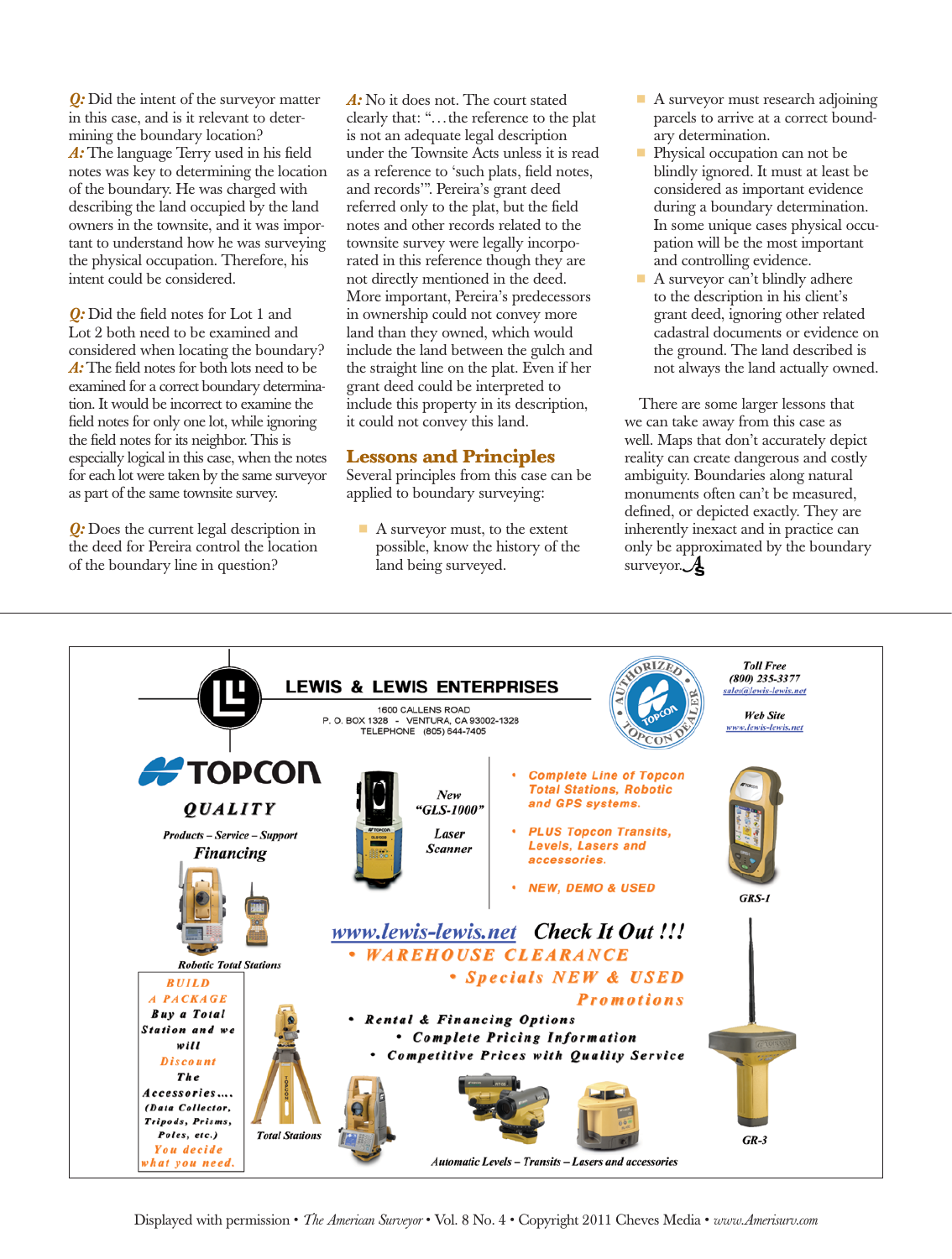***Q:*** Did the intent of the surveyor matter in this case, and is it relevant to determining the boundary location?
***A:*** The language Terry used in his field notes was key to determining the location of the boundary. He was charged with describing the land occupied by the land owners in the townsite, and it was important to understand how he was surveying the physical occupation. Therefore, his intent could be considered.

***Q:*** Did the field notes for Lot 1 and Lot 2 both need to be examined and considered when locating the boundary?
***A:*** The field notes for both lots need to be examined for a correct boundary determination. It would be incorrect to examine the field notes for only one lot, while ignoring the field notes for its neighbor. This is especially logical in this case, when the notes for each lot were taken by the same surveyor as part of the same townsite survey.

***Q:*** Does the current legal description in the deed for Pereira control the location of the boundary line in question?
***A:*** No it does not. The court stated clearly that: "…the reference to the plat is not an adequate legal description under the Townsite Acts unless it is read as a reference to 'such plats, field notes, and records'". Pereira's grant deed referred only to the plat, but the field notes and other records related to the townsite survey were legally incorporated in this reference though they are not directly mentioned in the deed. More important, Pereira's predecessors in ownership could not convey more land than they owned, which would include the land between the gulch and the straight line on the plat. Even if her grant deed could be interpreted to include this property in its description, it could not convey this land.

## Lessons and Principles

Several principles from this case can be applied to boundary surveying:

- A surveyor must, to the extent possible, know the history of the land being surveyed.
- A surveyor must research adjoining parcels to arrive at a correct boundary determination.
- Physical occupation can not be blindly ignored. It must at least be considered as important evidence during a boundary determination. In some unique cases physical occupation will be the most important and controlling evidence.
- A surveyor can't blindly adhere to the description in his client's grant deed, ignoring other related cadastral documents or evidence on the ground. The land described is not always the land actually owned.

There are some larger lessons that we can take away from this case as well. Maps that don't accurately depict reality can create dangerous and costly ambiguity. Boundaries along natural monuments often can't be measured, defined, or depicted exactly. They are inherently inexact and in practice can only be approximated by the boundary surveyor.

**LEWIS & LEWIS ENTERPRISES**
1600 CALLENS ROAD
P. O. BOX 1328 - VENTURA, CA 93002-1328
TELEPHONE (805) 644-7405

Toll Free
(800) 235-3377
sales@lewis-lewis.net

Web Site
www.lewis-lewis.net

AUTHORIZED TOPCON DEALER

**TOPCON**
QUALITY
Products – Service – Support
Financing

Robotic Total Stations

New "GLS-1000" Laser Scanner

- Complete Line of Topcon Total Stations, Robotic and GPS systems.
- PLUS Topcon Transits, Levels, Lasers and accessories.
- NEW, DEMO & USED

GRS-1

www.lewis-lewis.net Check It Out !!!
- WAREHOUSE CLEARANCE
- Specials NEW & USED Promotions
- Rental & Financing Options
- Complete Pricing Information
- Competitive Prices with Quality Service

BUILD A PACKAGE
Buy a Total Station and we will Discount The Accessories….
(Data Collector, Tripods, Prisms, Poles, etc.)
You decide what you need.

Total Stations

Automatic Levels – Transits – Lasers and accessories

GR-3

Displayed with permission • *The American Surveyor* • Vol. 8 No. 4 • Copyright 2011 Cheves Media • *www.Amerisurv.com*